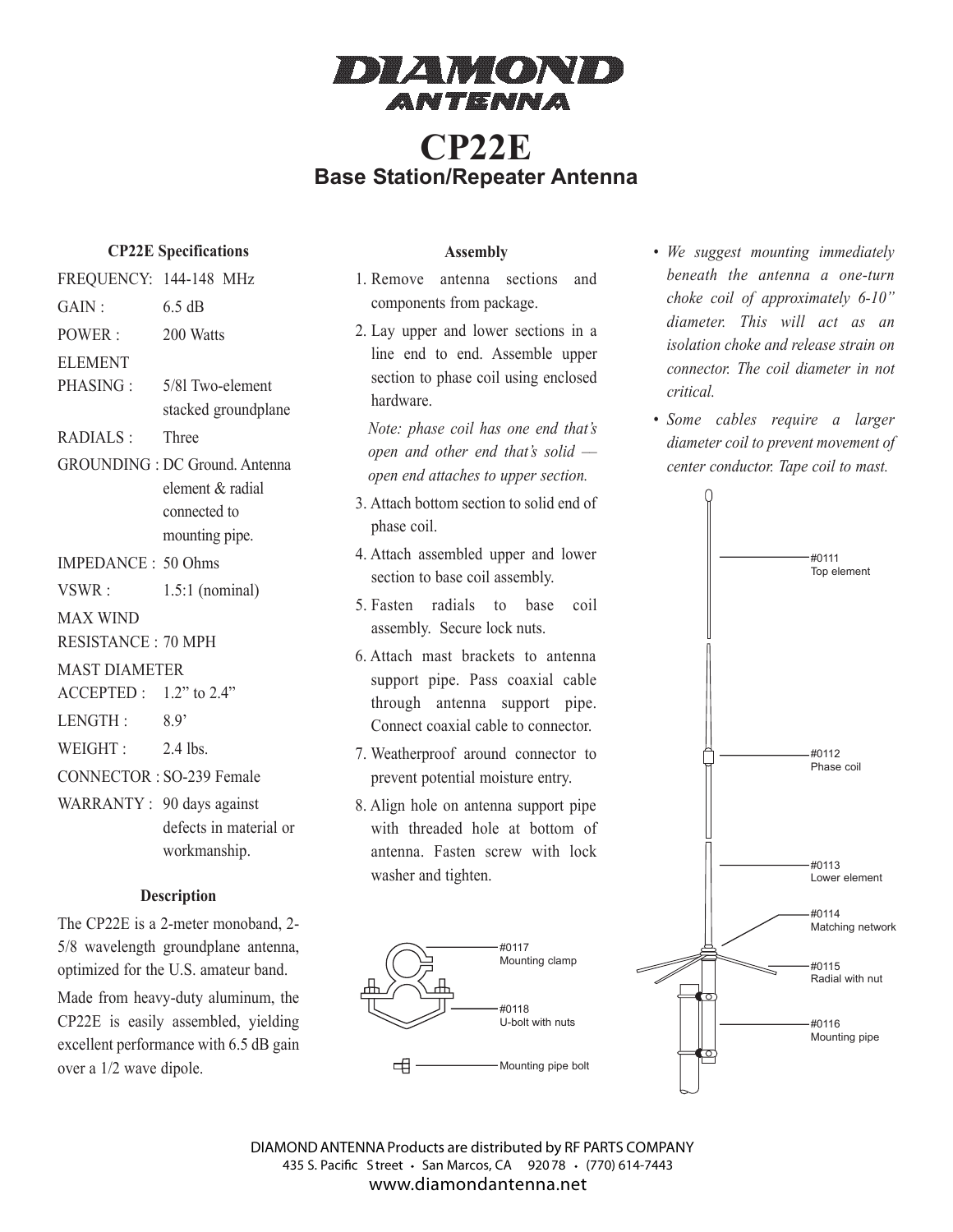# DIAMOND ANTENNA

# CP22E

## Base Station/Repeater Antenna

### CP22E Specifications

| | |
|---|---|
| FREQUENCY: | 144-148 MHz |
| GAIN : | 6.5 dB |
| POWER : | 200 Watts |
| ELEMENT PHASING : | 5/8l Two-element stacked groundplane |
| RADIALS : | Three |
| GROUNDING : | DC Ground. Antenna element & radial connected to mounting pipe. |
| IMPEDANCE : | 50 Ohms |
| VSWR : | 1.5:1 (nominal) |
| MAX WIND RESISTANCE : | 70 MPH |
| MAST DIAMETER ACCEPTED : | 1.2" to 2.4" |
| LENGTH : | 8.9' |
| WEIGHT : | 2.4 lbs. |
| CONNECTOR : | SO-239 Female |
| WARRANTY : | 90 days against defects in material or workmanship. |

### Description

The CP22E is a 2-meter monoband, 2-5/8 wavelength groundplane antenna, optimized for the U.S. amateur band.

Made from heavy-duty aluminum, the CP22E is easily assembled, yielding excellent performance with 6.5 dB gain over a 1/2 wave dipole.

### Assembly

1. Remove antenna sections and components from package.
2. Lay upper and lower sections in a line end to end. Assemble upper section to phase coil using enclosed hardware.

   *Note: phase coil has one end that's open and other end that's solid — open end attaches to upper section.*
3. Attach bottom section to solid end of phase coil.
4. Attach assembled upper and lower section to base coil assembly.
5. Fasten radials to base coil assembly. Secure lock nuts.
6. Attach mast brackets to antenna support pipe. Pass coaxial cable through antenna support pipe. Connect coaxial cable to connector.
7. Weatherproof around connector to prevent potential moisture entry.
8. Align hole on antenna support pipe with threaded hole at bottom of antenna. Fasten screw with lock washer and tighten.

- *We suggest mounting immediately beneath the antenna a one-turn choke coil of approximately 6-10" diameter. This will act as an isolation choke and release strain on connector. The coil diameter in not critical.*
- *Some cables require a larger diameter coil to prevent movement of center conductor. Tape coil to mast.*

#0117 Mounting clamp

#0118 U-bolt with nuts

Mounting pipe bolt

#0111 Top element

#0112 Phase coil

#0113 Lower element

#0114 Matching network

#0115 Radial with nut

#0116 Mounting pipe

DIAMOND ANTENNA Products are distributed by RF PARTS COMPANY
435 S. Pacific Street • San Marcos, CA 92078 • (770) 614-7443
www.diamondantenna.net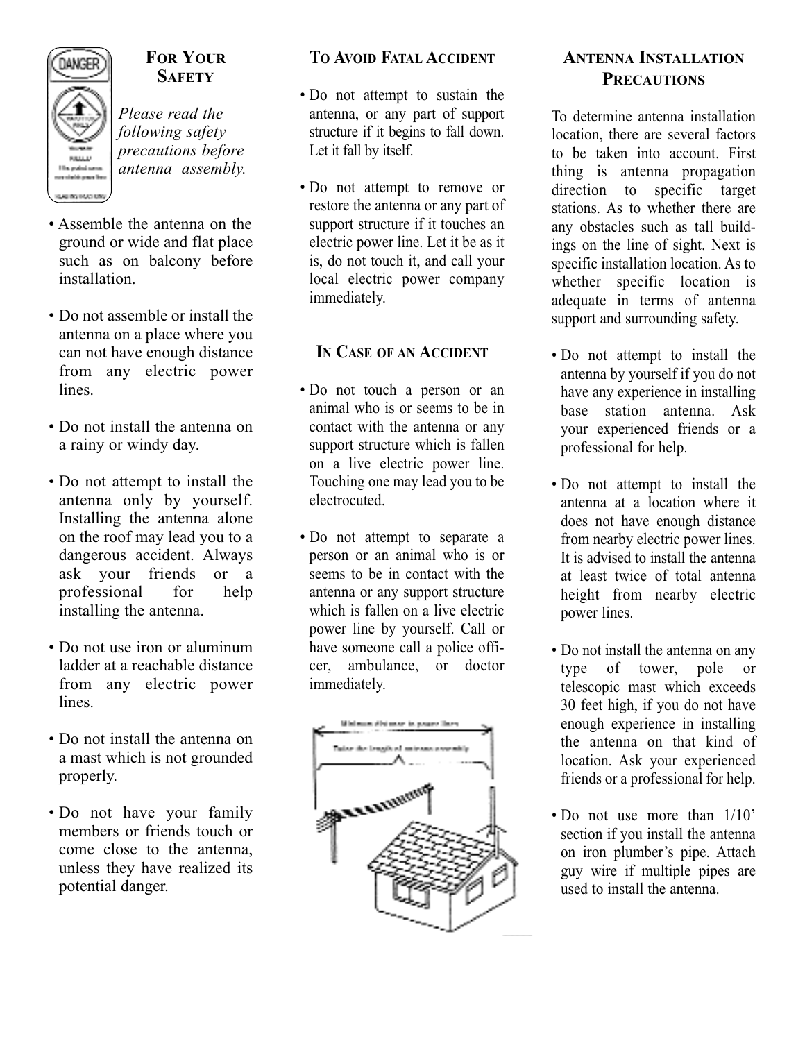### For Your Safety

*Please read the following safety precautions before antenna assembly.*

- Assemble the antenna on the ground or wide and flat place such as on balcony before installation.
- Do not assemble or install the antenna on a place where you can not have enough distance from any electric power lines.
- Do not install the antenna on a rainy or windy day.
- Do not attempt to install the antenna only by yourself. Installing the antenna alone on the roof may lead you to a dangerous accident. Always ask your friends or a professional for help installing the antenna.
- Do not use iron or aluminum ladder at a reachable distance from any electric power lines.
- Do not install the antenna on a mast which is not grounded properly.
- Do not have your family members or friends touch or come close to the antenna, unless they have realized its potential danger.

### To Avoid Fatal Accident

- Do not attempt to sustain the antenna, or any part of support structure if it begins to fall down. Let it fall by itself.
- Do not attempt to remove or restore the antenna or any part of support structure if it touches an electric power line. Let it be as it is, do not touch it, and call your local electric power company immediately.

### In Case of an Accident

- Do not touch a person or an animal who is or seems to be in contact with the antenna or any support structure which is fallen on a live electric power line. Touching one may lead you to be electrocuted.
- Do not attempt to separate a person or an animal who is or seems to be in contact with the antenna or any support structure which is fallen on a live electric power line by yourself. Call or have someone call a police officer, ambulance, or doctor immediately.

### Antenna Installation Precautions

To determine antenna installation location, there are several factors to be taken into account. First thing is antenna propagation direction to specific target stations. As to whether there are any obstacles such as tall buildings on the line of sight. Next is specific installation location. As to whether specific location is adequate in terms of antenna support and surrounding safety.

- Do not attempt to install the antenna by yourself if you do not have any experience in installing base station antenna. Ask your experienced friends or a professional for help.
- Do not attempt to install the antenna at a location where it does not have enough distance from nearby electric power lines. It is advised to install the antenna at least twice of total antenna height from nearby electric power lines.
- Do not install the antenna on any type of tower, pole or telescopic mast which exceeds 30 feet high, if you do not have enough experience in installing the antenna on that kind of location. Ask your experienced friends or a professional for help.
- Do not use more than 1/10' section if you install the antenna on iron plumber's pipe. Attach guy wire if multiple pipes are used to install the antenna.